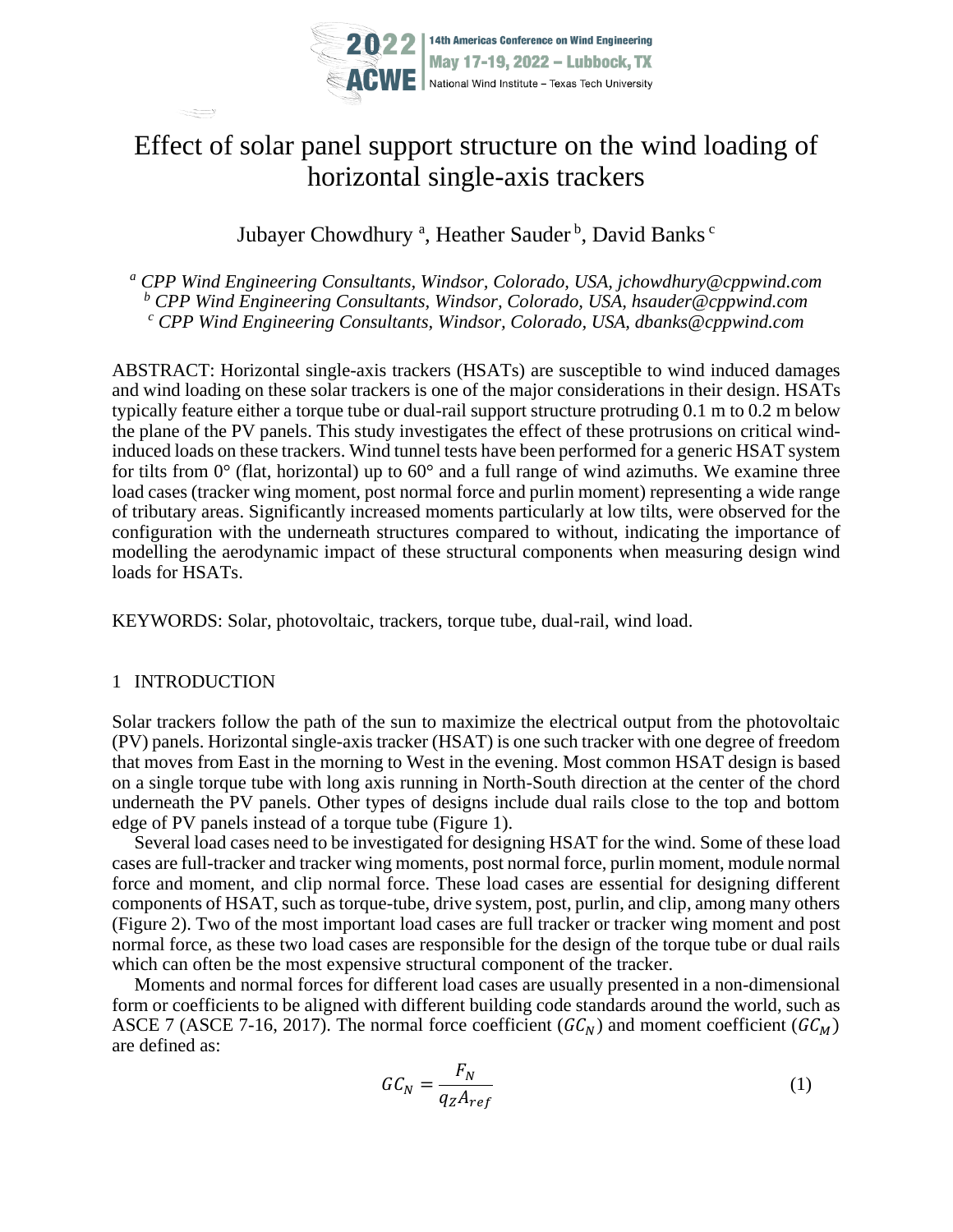# Effect of solar panel support structure on the wind loading of horizontal single-axis trackers

Jubayer Chowdhury [a], Heather Sauder [b], David Banks [c]

*[a] CPP Wind Engineering Consultants, Windsor, Colorado, USA, jchowdhury@cppwind.com*
*[b] CPP Wind Engineering Consultants, Windsor, Colorado, USA, hsauder@cppwind.com*
*[c] CPP Wind Engineering Consultants, Windsor, Colorado, USA, dbanks@cppwind.com*

ABSTRACT: Horizontal single-axis trackers (HSATs) are susceptible to wind induced damages and wind loading on these solar trackers is one of the major considerations in their design. HSATs typically feature either a torque tube or dual-rail support structure protruding 0.1 m to 0.2 m below the plane of the PV panels. This study investigates the effect of these protrusions on critical wind-induced loads on these trackers. Wind tunnel tests have been performed for a generic HSAT system for tilts from 0° (flat, horizontal) up to 60° and a full range of wind azimuths. We examine three load cases (tracker wing moment, post normal force and purlin moment) representing a wide range of tributary areas. Significantly increased moments particularly at low tilts, were observed for the configuration with the underneath structures compared to without, indicating the importance of modelling the aerodynamic impact of these structural components when measuring design wind loads for HSATs.

KEYWORDS: Solar, photovoltaic, trackers, torque tube, dual-rail, wind load.

## 1 INTRODUCTION

Solar trackers follow the path of the sun to maximize the electrical output from the photovoltaic (PV) panels. Horizontal single-axis tracker (HSAT) is one such tracker with one degree of freedom that moves from East in the morning to West in the evening. Most common HSAT design is based on a single torque tube with long axis running in North-South direction at the center of the chord underneath the PV panels. Other types of designs include dual rails close to the top and bottom edge of PV panels instead of a torque tube (Figure 1).

Several load cases need to be investigated for designing HSAT for the wind. Some of these load cases are full-tracker and tracker wing moments, post normal force, purlin moment, module normal force and moment, and clip normal force. These load cases are essential for designing different components of HSAT, such as torque-tube, drive system, post, purlin, and clip, among many others (Figure 2). Two of the most important load cases are full tracker or tracker wing moment and post normal force, as these two load cases are responsible for the design of the torque tube or dual rails which can often be the most expensive structural component of the tracker.

Moments and normal forces for different load cases are usually presented in a non-dimensional form or coefficients to be aligned with different building code standards around the world, such as ASCE 7 (ASCE 7-16, 2017). The normal force coefficient ($GC_N$) and moment coefficient ($GC_M$) are defined as:

$$GC_N = \frac{F_N}{q_Z A_{ref}} \tag{1}$$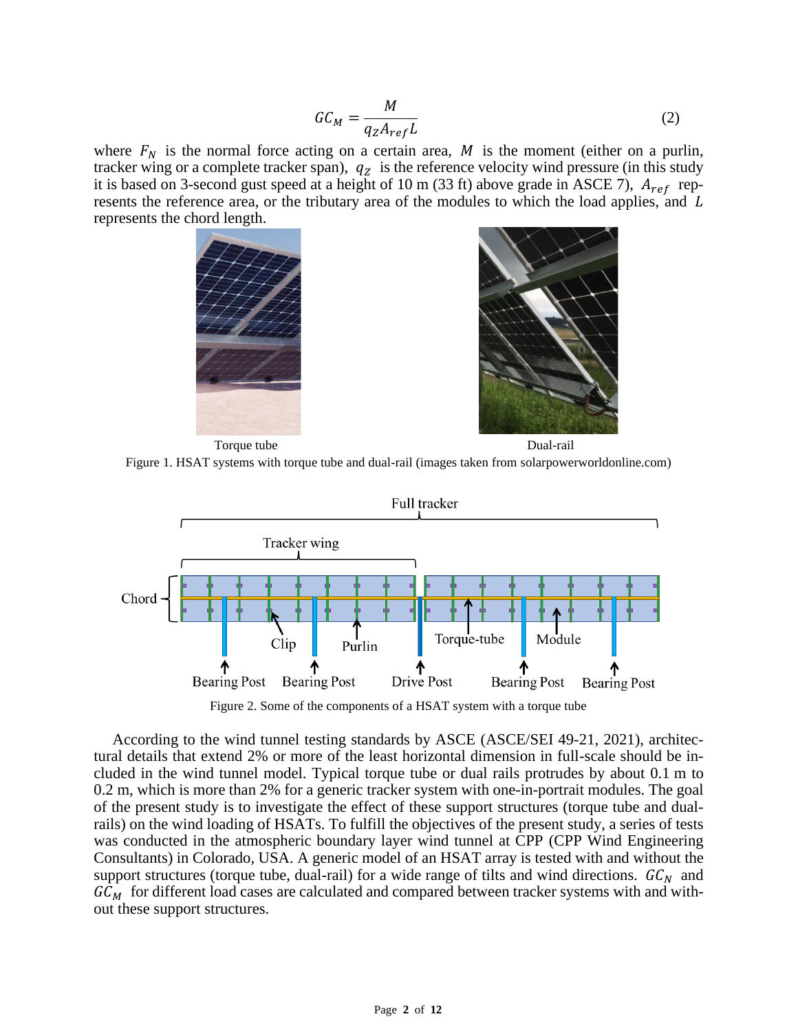$$GC_M = \frac{M}{q_Z A_{ref} L} \tag{2}$$

where $F_N$ is the normal force acting on a certain area, $M$ is the moment (either on a purlin, tracker wing or a complete tracker span), $q_Z$ is the reference velocity wind pressure (in this study it is based on 3-second gust speed at a height of 10 m (33 ft) above grade in ASCE 7), $A_{ref}$ represents the reference area, or the tributary area of the modules to which the load applies, and $L$ represents the chord length.

Torque tube Dual-rail

Figure 1. HSAT systems with torque tube and dual-rail (images taken from solarpowerworldonline.com)

Figure 2. Some of the components of a HSAT system with a torque tube

According to the wind tunnel testing standards by ASCE (ASCE/SEI 49-21, 2021), architectural details that extend 2% or more of the least horizontal dimension in full-scale should be included in the wind tunnel model. Typical torque tube or dual rails protrudes by about 0.1 m to 0.2 m, which is more than 2% for a generic tracker system with one-in-portrait modules. The goal of the present study is to investigate the effect of these support structures (torque tube and dual-rails) on the wind loading of HSATs. To fulfill the objectives of the present study, a series of tests was conducted in the atmospheric boundary layer wind tunnel at CPP (CPP Wind Engineering Consultants) in Colorado, USA. A generic model of an HSAT array is tested with and without the support structures (torque tube, dual-rail) for a wide range of tilts and wind directions. $GC_N$ and $GC_M$ for different load cases are calculated and compared between tracker systems with and without these support structures.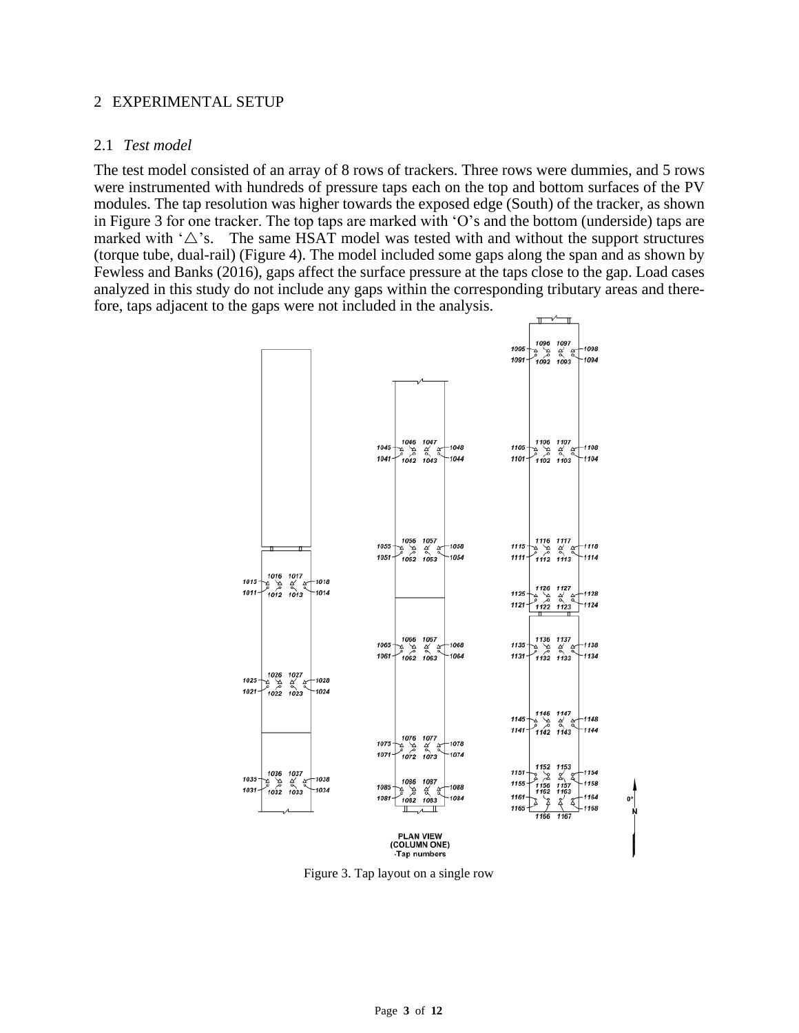## 2 EXPERIMENTAL SETUP

### 2.1 *Test model*

The test model consisted of an array of 8 rows of trackers. Three rows were dummies, and 5 rows were instrumented with hundreds of pressure taps each on the top and bottom surfaces of the PV modules. The tap resolution was higher towards the exposed edge (South) of the tracker, as shown in Figure 3 for one tracker. The top taps are marked with 'O's and the bottom (underside) taps are marked with '△'s. The same HSAT model was tested with and without the support structures (torque tube, dual-rail) (Figure 4). The model included some gaps along the span and as shown by Fewless and Banks (2016), gaps affect the surface pressure at the taps close to the gap. Load cases analyzed in this study do not include any gaps within the corresponding tributary areas and therefore, taps adjacent to the gaps were not included in the analysis.

Figure 3. Tap layout on a single row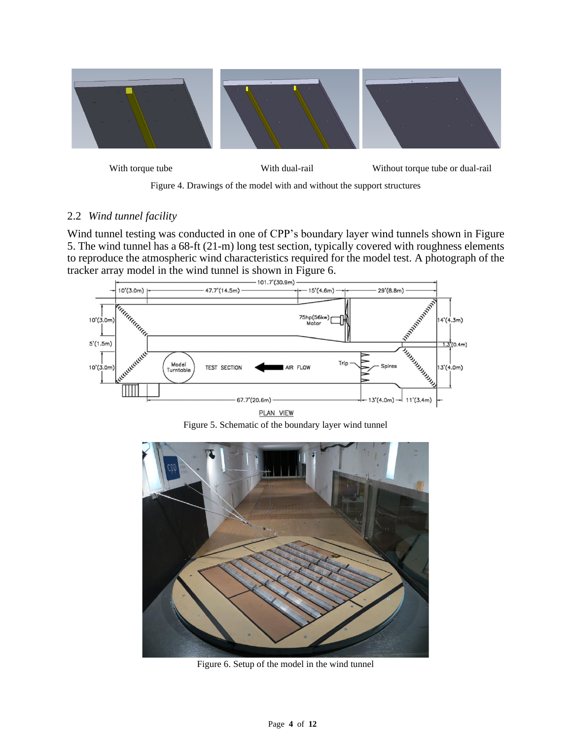With torque tube | With dual-rail | Without torque tube or dual-rail

Figure 4. Drawings of the model with and without the support structures

## 2.2 *Wind tunnel facility*

Wind tunnel testing was conducted in one of CPP's boundary layer wind tunnels shown in Figure 5. The wind tunnel has a 68-ft (21-m) long test section, typically covered with roughness elements to reproduce the atmospheric wind characteristics required for the model test. A photograph of the tracker array model in the wind tunnel is shown in Figure 6.

Figure 5. Schematic of the boundary layer wind tunnel

Figure 6. Setup of the model in the wind tunnel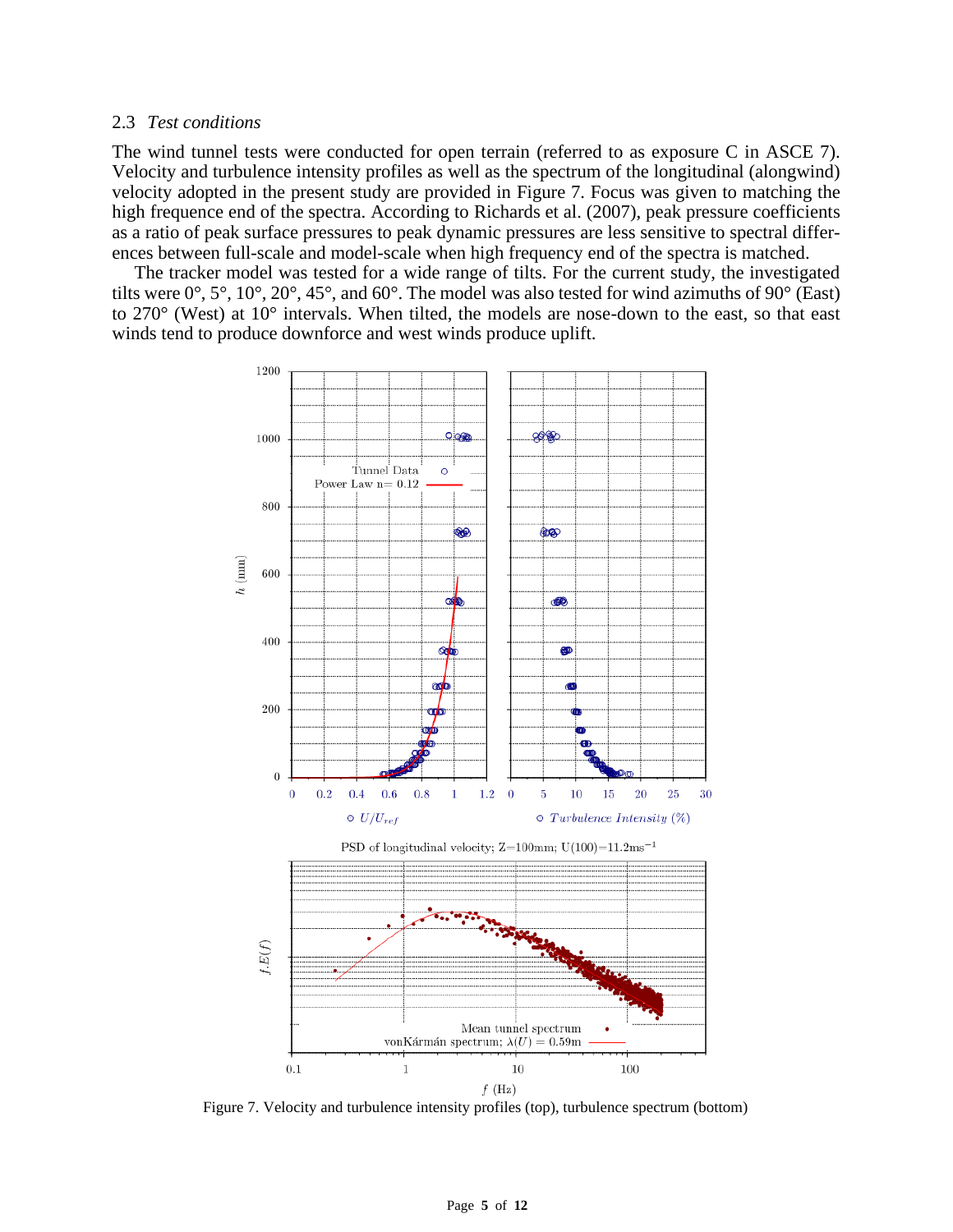### 2.3 *Test conditions*

The wind tunnel tests were conducted for open terrain (referred to as exposure C in ASCE 7). Velocity and turbulence intensity profiles as well as the spectrum of the longitudinal (alongwind) velocity adopted in the present study are provided in Figure 7. Focus was given to matching the high frequence end of the spectra. According to Richards et al. (2007), peak pressure coefficients as a ratio of peak surface pressures to peak dynamic pressures are less sensitive to spectral differences between full-scale and model-scale when high frequency end of the spectra is matched.

The tracker model was tested for a wide range of tilts. For the current study, the investigated tilts were 0°, 5°, 10°, 20°, 45°, and 60°. The model was also tested for wind azimuths of 90° (East) to 270° (West) at 10° intervals. When tilted, the models are nose-down to the east, so that east winds tend to produce downforce and west winds produce uplift.

Figure 7. Velocity and turbulence intensity profiles (top), turbulence spectrum (bottom)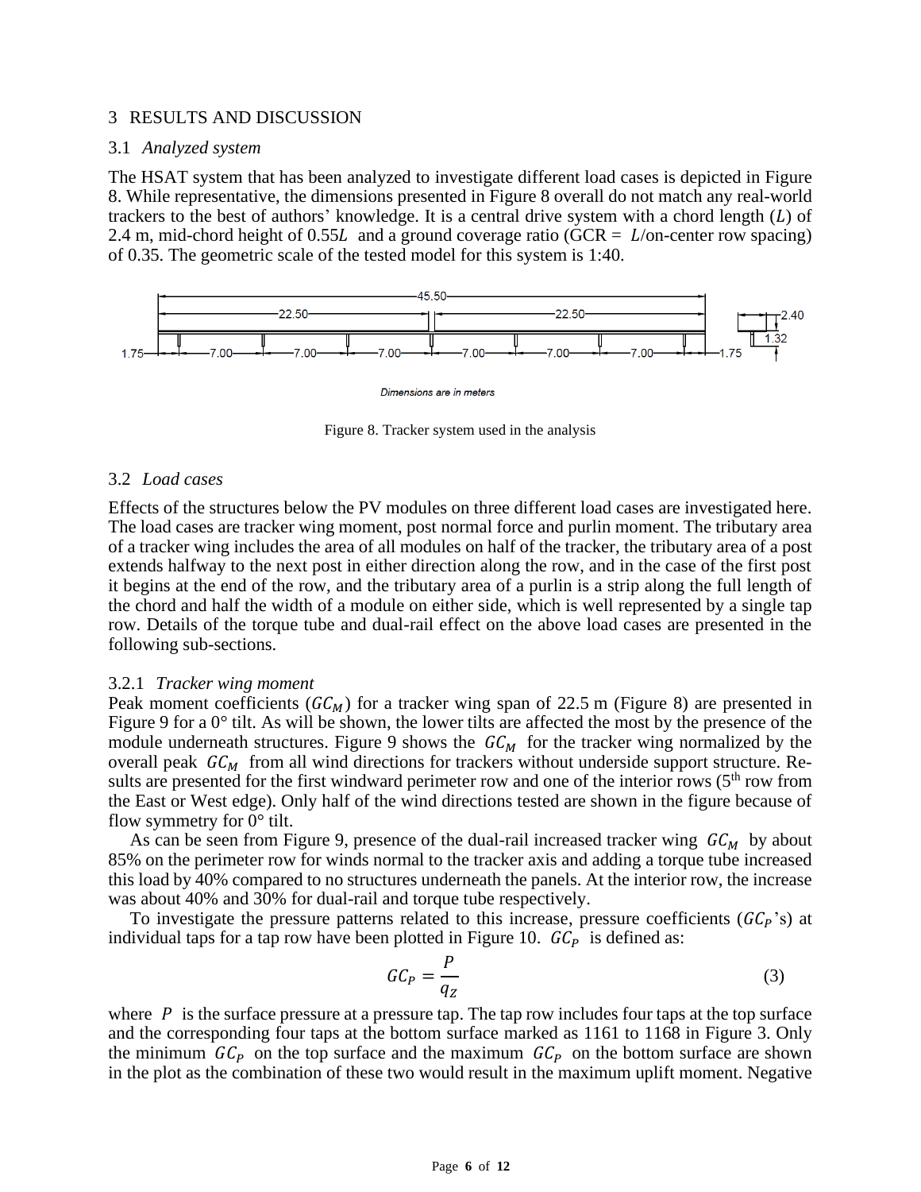## 3 RESULTS AND DISCUSSION

### 3.1 *Analyzed system*

The HSAT system that has been analyzed to investigate different load cases is depicted in Figure 8. While representative, the dimensions presented in Figure 8 overall do not match any real-world trackers to the best of authors' knowledge. It is a central drive system with a chord length ($L$) of 2.4 m, mid-chord height of $0.55L$ and a ground coverage ratio (GCR = $L$/on-center row spacing) of 0.35. The geometric scale of the tested model for this system is 1:40.

Figure 8. Tracker system used in the analysis

### 3.2 *Load cases*

Effects of the structures below the PV modules on three different load cases are investigated here. The load cases are tracker wing moment, post normal force and purlin moment. The tributary area of a tracker wing includes the area of all modules on half of the tracker, the tributary area of a post extends halfway to the next post in either direction along the row, and in the case of the first post it begins at the end of the row, and the tributary area of a purlin is a strip along the full length of the chord and half the width of a module on either side, which is well represented by a single tap row. Details of the torque tube and dual-rail effect on the above load cases are presented in the following sub-sections.

#### 3.2.1 *Tracker wing moment*

Peak moment coefficients ($GC_M$) for a tracker wing span of 22.5 m (Figure 8) are presented in Figure 9 for a 0° tilt. As will be shown, the lower tilts are affected the most by the presence of the module underneath structures. Figure 9 shows the $GC_M$ for the tracker wing normalized by the overall peak $GC_M$ from all wind directions for trackers without underside support structure. Results are presented for the first windward perimeter row and one of the interior rows (5th row from the East or West edge). Only half of the wind directions tested are shown in the figure because of flow symmetry for 0° tilt.

As can be seen from Figure 9, presence of the dual-rail increased tracker wing $GC_M$ by about 85% on the perimeter row for winds normal to the tracker axis and adding a torque tube increased this load by 40% compared to no structures underneath the panels. At the interior row, the increase was about 40% and 30% for dual-rail and torque tube respectively.

To investigate the pressure patterns related to this increase, pressure coefficients ($GC_P$'s) at individual taps for a tap row have been plotted in Figure 10. $GC_P$ is defined as:

$$GC_P = \frac{P}{q_Z} \tag{3}$$

where $P$ is the surface pressure at a pressure tap. The tap row includes four taps at the top surface and the corresponding four taps at the bottom surface marked as 1161 to 1168 in Figure 3. Only the minimum $GC_P$ on the top surface and the maximum $GC_P$ on the bottom surface are shown in the plot as the combination of these two would result in the maximum uplift moment. Negative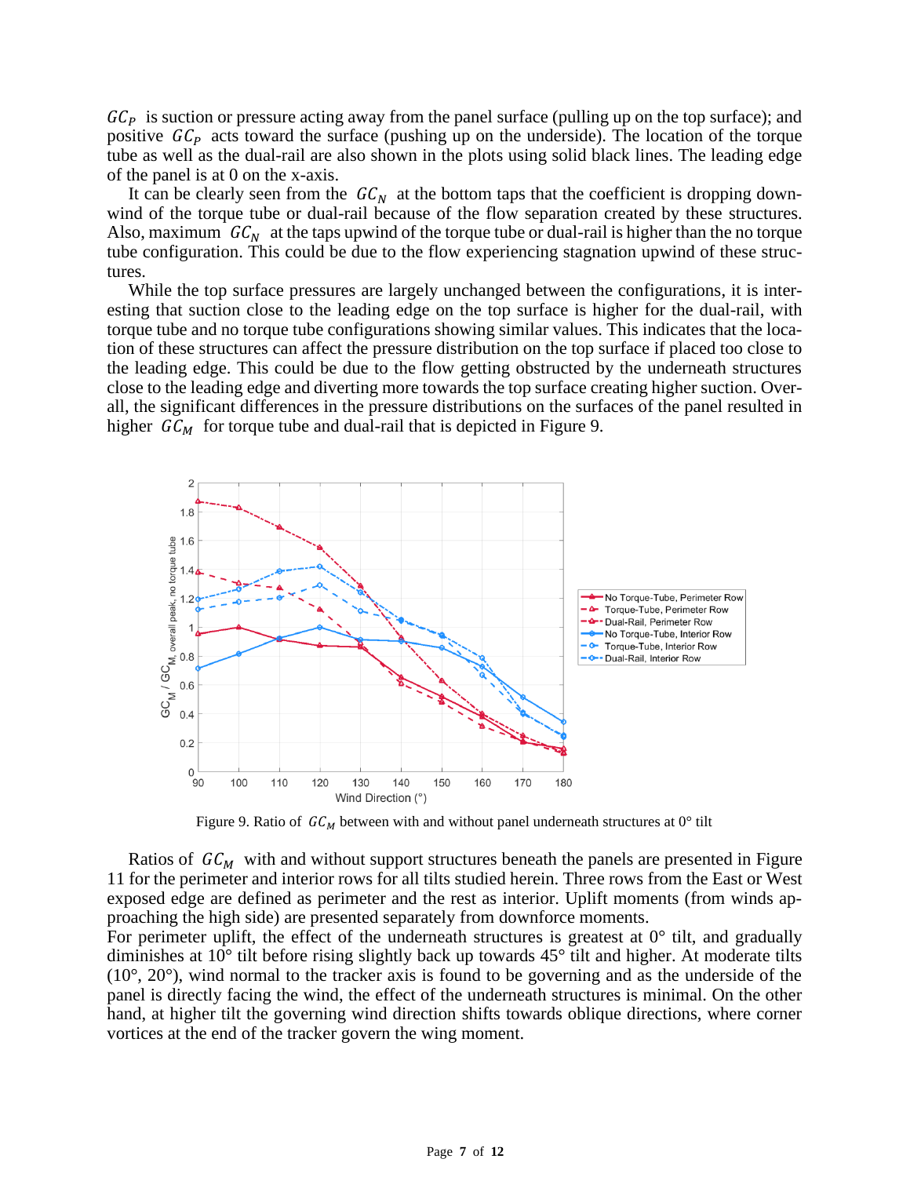$GC_P$ is suction or pressure acting away from the panel surface (pulling up on the top surface); and positive $GC_P$ acts toward the surface (pushing up on the underside). The location of the torque tube as well as the dual-rail are also shown in the plots using solid black lines. The leading edge of the panel is at 0 on the x-axis.

It can be clearly seen from the $GC_N$ at the bottom taps that the coefficient is dropping downwind of the torque tube or dual-rail because of the flow separation created by these structures. Also, maximum $GC_N$ at the taps upwind of the torque tube or dual-rail is higher than the no torque tube configuration. This could be due to the flow experiencing stagnation upwind of these structures.

While the top surface pressures are largely unchanged between the configurations, it is interesting that suction close to the leading edge on the top surface is higher for the dual-rail, with torque tube and no torque tube configurations showing similar values. This indicates that the location of these structures can affect the pressure distribution on the top surface if placed too close to the leading edge. This could be due to the flow getting obstructed by the underneath structures close to the leading edge and diverting more towards the top surface creating higher suction. Overall, the significant differences in the pressure distributions on the surfaces of the panel resulted in higher $GC_M$ for torque tube and dual-rail that is depicted in Figure 9.

Figure 9. Ratio of $GC_M$ between with and without panel underneath structures at 0° tilt

Ratios of $GC_M$ with and without support structures beneath the panels are presented in Figure 11 for the perimeter and interior rows for all tilts studied herein. Three rows from the East or West exposed edge are defined as perimeter and the rest as interior. Uplift moments (from winds approaching the high side) are presented separately from downforce moments.

For perimeter uplift, the effect of the underneath structures is greatest at 0° tilt, and gradually diminishes at 10° tilt before rising slightly back up towards 45° tilt and higher. At moderate tilts (10°, 20°), wind normal to the tracker axis is found to be governing and as the underside of the panel is directly facing the wind, the effect of the underneath structures is minimal. On the other hand, at higher tilt the governing wind direction shifts towards oblique directions, where corner vortices at the end of the tracker govern the wing moment.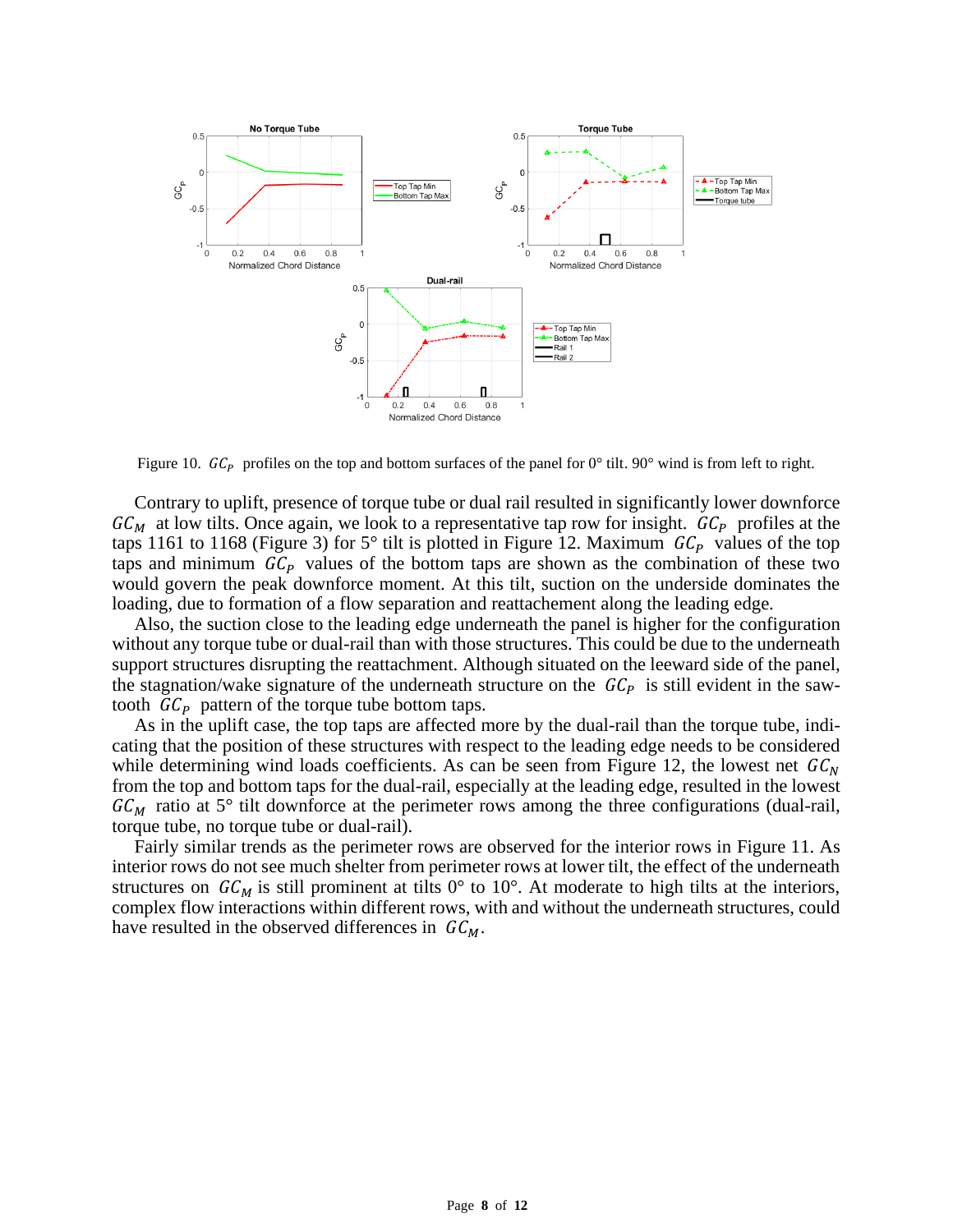Figure 10. $GC_P$ profiles on the top and bottom surfaces of the panel for 0° tilt. 90° wind is from left to right.

Contrary to uplift, presence of torque tube or dual rail resulted in significantly lower downforce $GC_M$ at low tilts. Once again, we look to a representative tap row for insight. $GC_P$ profiles at the taps 1161 to 1168 (Figure 3) for 5° tilt is plotted in Figure 12. Maximum $GC_P$ values of the top taps and minimum $GC_P$ values of the bottom taps are shown as the combination of these two would govern the peak downforce moment. At this tilt, suction on the underside dominates the loading, due to formation of a flow separation and reattachement along the leading edge.

Also, the suction close to the leading edge underneath the panel is higher for the configuration without any torque tube or dual-rail than with those structures. This could be due to the underneath support structures disrupting the reattachment. Although situated on the leeward side of the panel, the stagnation/wake signature of the underneath structure on the $GC_P$ is still evident in the saw-tooth $GC_P$ pattern of the torque tube bottom taps.

As in the uplift case, the top taps are affected more by the dual-rail than the torque tube, indicating that the position of these structures with respect to the leading edge needs to be considered while determining wind loads coefficients. As can be seen from Figure 12, the lowest net $GC_N$ from the top and bottom taps for the dual-rail, especially at the leading edge, resulted in the lowest $GC_M$ ratio at 5° tilt downforce at the perimeter rows among the three configurations (dual-rail, torque tube, no torque tube or dual-rail).

Fairly similar trends as the perimeter rows are observed for the interior rows in Figure 11. As interior rows do not see much shelter from perimeter rows at lower tilt, the effect of the underneath structures on $GC_M$ is still prominent at tilts 0° to 10°. At moderate to high tilts at the interiors, complex flow interactions within different rows, with and without the underneath structures, could have resulted in the observed differences in $GC_M$.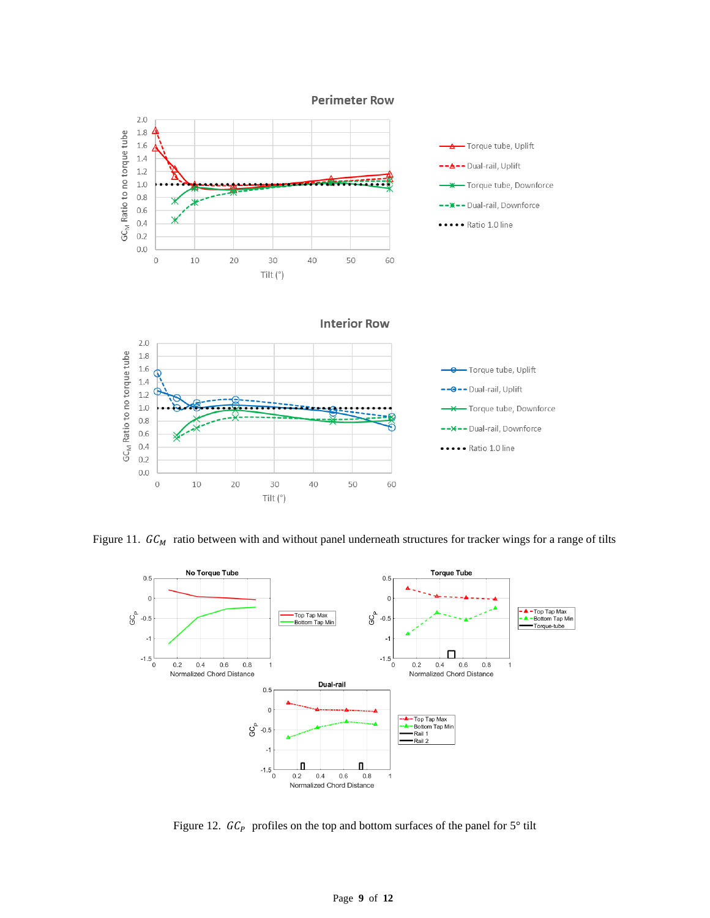Figure 11. $GC_M$ ratio between with and without panel underneath structures for tracker wings for a range of tilts

Figure 12. $GC_P$ profiles on the top and bottom surfaces of the panel for 5° tilt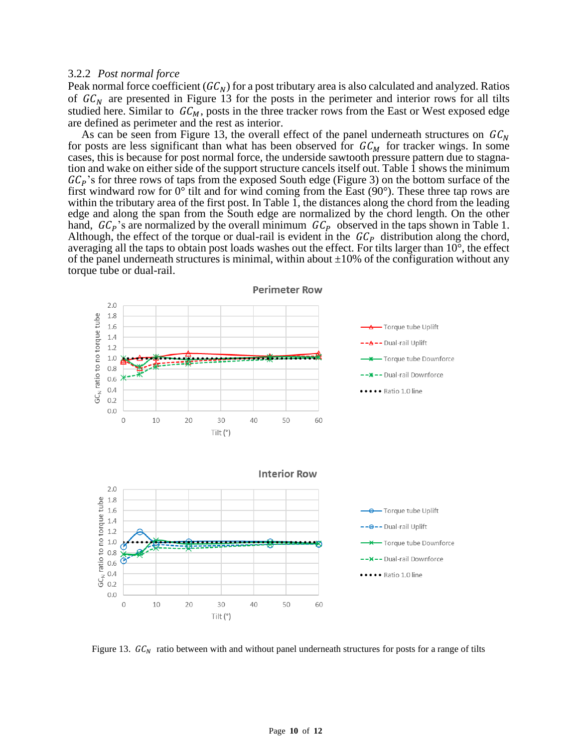### 3.2.2 *Post normal force*

Peak normal force coefficient ($GC_N$) for a post tributary area is also calculated and analyzed. Ratios of $GC_N$ are presented in Figure 13 for the posts in the perimeter and interior rows for all tilts studied here. Similar to $GC_M$, posts in the three tracker rows from the East or West exposed edge are defined as perimeter and the rest as interior.

As can be seen from Figure 13, the overall effect of the panel underneath structures on $GC_N$ for posts are less significant than what has been observed for $GC_M$ for tracker wings. In some cases, this is because for post normal force, the underside sawtooth pressure pattern due to stagnation and wake on either side of the support structure cancels itself out. Table 1 shows the minimum $GC_P$'s for three rows of taps from the exposed South edge (Figure 3) on the bottom surface of the first windward row for 0° tilt and for wind coming from the East (90°). These three tap rows are within the tributary area of the first post. In Table 1, the distances along the chord from the leading edge and along the span from the South edge are normalized by the chord length. On the other hand, $GC_P$'s are normalized by the overall minimum $GC_P$ observed in the taps shown in Table 1. Although, the effect of the torque or dual-rail is evident in the $GC_P$ distribution along the chord, averaging all the taps to obtain post loads washes out the effect. For tilts larger than 10°, the effect of the panel underneath structures is minimal, within about ±10% of the configuration without any torque tube or dual-rail.

Figure 13. $GC_N$ ratio between with and without panel underneath structures for posts for a range of tilts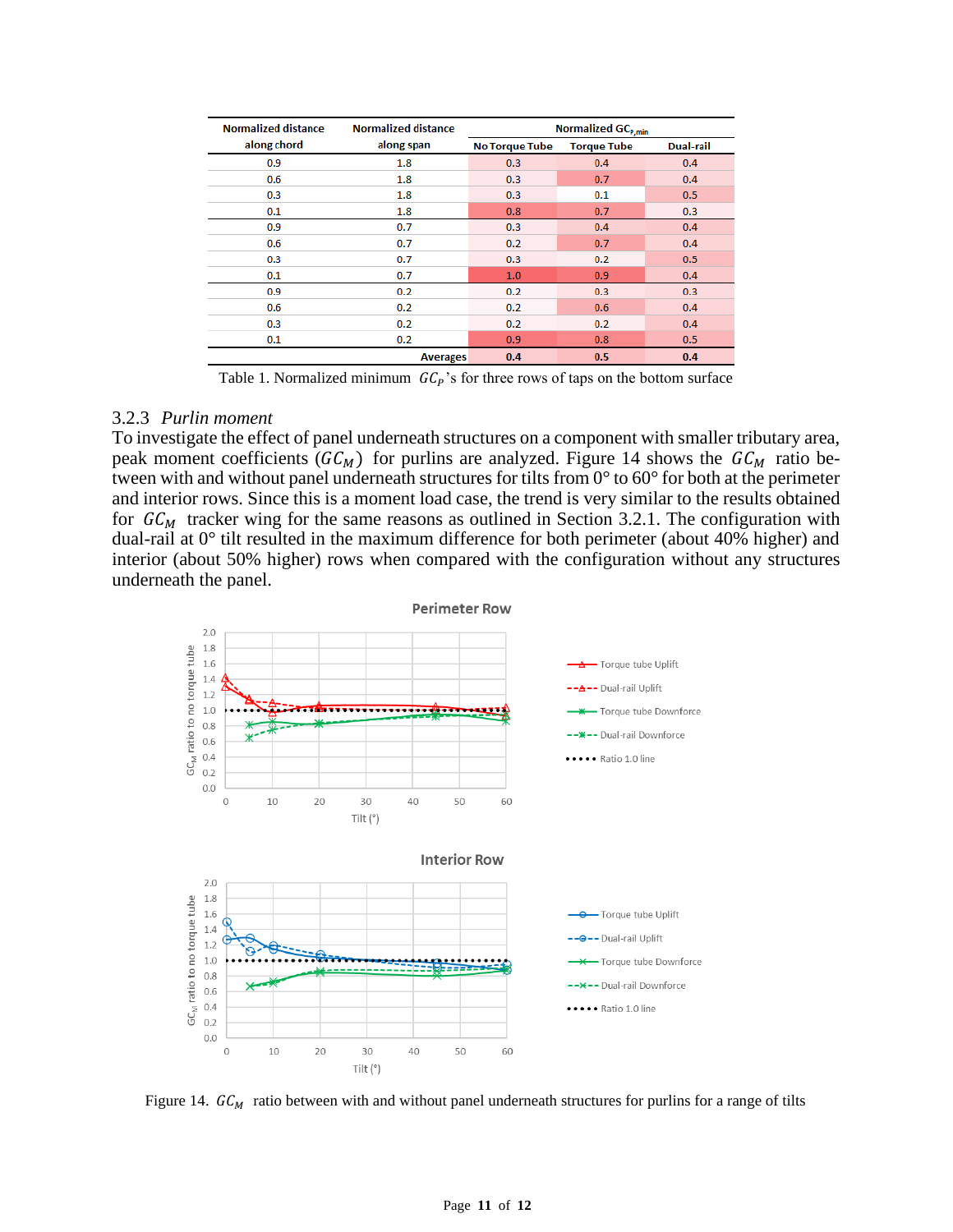| Normalized distance along chord | Normalized distance along span | Normalized $GC_{P,min}$ | | |
|---|---|---|---|---|
| | | No Torque Tube | Torque Tube | Dual-rail |
| 0.9 | 1.8 | 0.3 | 0.4 | 0.4 |
| 0.6 | 1.8 | 0.3 | 0.7 | 0.4 |
| 0.3 | 1.8 | 0.3 | 0.1 | 0.5 |
| 0.1 | 1.8 | 0.8 | 0.7 | 0.3 |
| 0.9 | 0.7 | 0.3 | 0.4 | 0.4 |
| 0.6 | 0.7 | 0.2 | 0.7 | 0.4 |
| 0.3 | 0.7 | 0.3 | 0.2 | 0.5 |
| 0.1 | 0.7 | 1.0 | 0.9 | 0.4 |
| 0.9 | 0.2 | 0.2 | 0.3 | 0.3 |
| 0.6 | 0.2 | 0.2 | 0.6 | 0.4 |
| 0.3 | 0.2 | 0.2 | 0.2 | 0.4 |
| 0.1 | 0.2 | 0.9 | 0.8 | 0.5 |
| | Averages | 0.4 | 0.5 | 0.4 |

Table 1. Normalized minimum $GC_P$'s for three rows of taps on the bottom surface

### 3.2.3 *Purlin moment*

To investigate the effect of panel underneath structures on a component with smaller tributary area, peak moment coefficients ($GC_M$) for purlins are analyzed. Figure 14 shows the $GC_M$ ratio between with and without panel underneath structures for tilts from 0° to 60° for both at the perimeter and interior rows. Since this is a moment load case, the trend is very similar to the results obtained for $GC_M$ tracker wing for the same reasons as outlined in Section 3.2.1. The configuration with dual-rail at 0° tilt resulted in the maximum difference for both perimeter (about 40% higher) and interior (about 50% higher) rows when compared with the configuration without any structures underneath the panel.

Figure 14. $GC_M$ ratio between with and without panel underneath structures for purlins for a range of tilts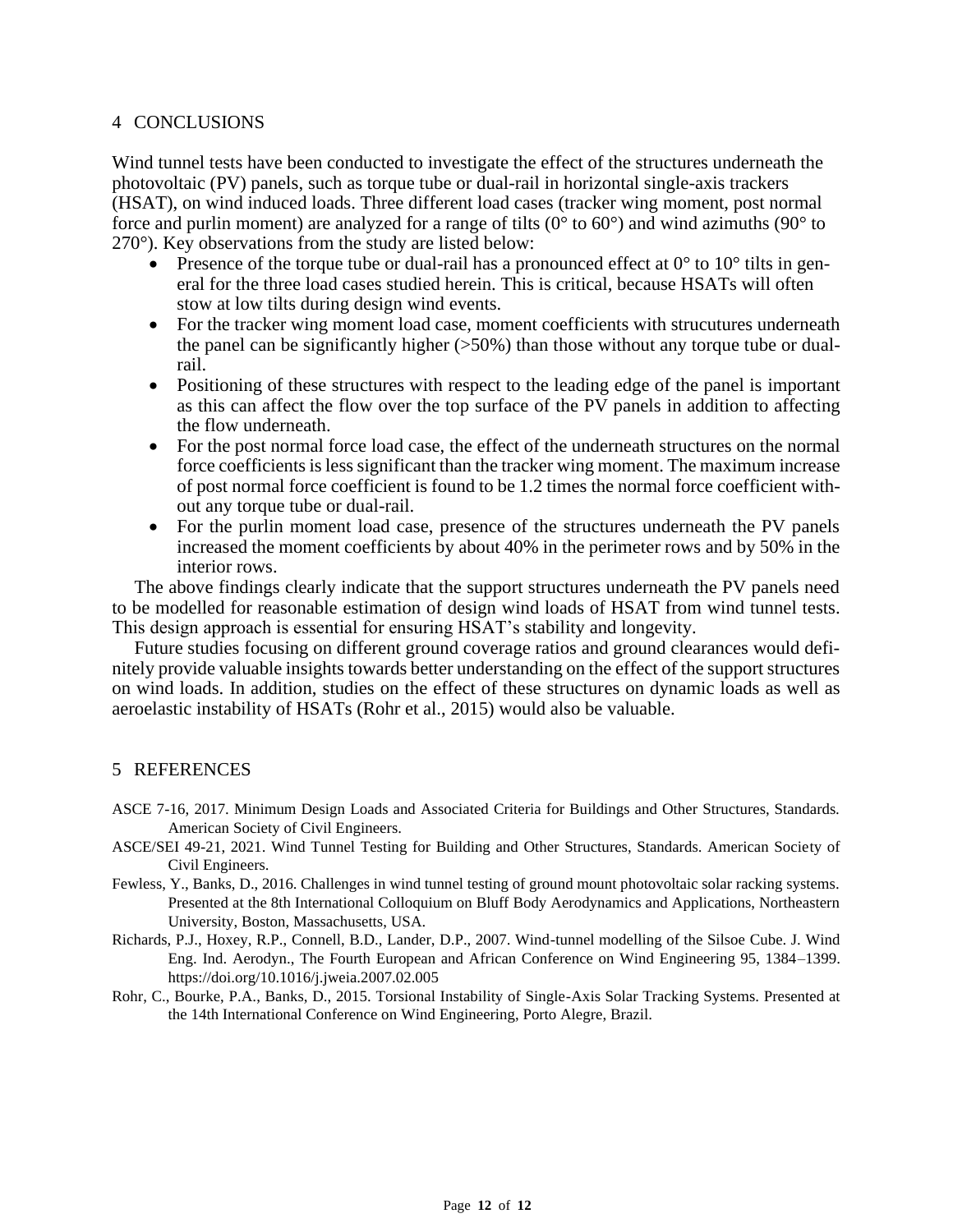## 4 CONCLUSIONS

Wind tunnel tests have been conducted to investigate the effect of the structures underneath the photovoltaic (PV) panels, such as torque tube or dual-rail in horizontal single-axis trackers (HSAT), on wind induced loads. Three different load cases (tracker wing moment, post normal force and purlin moment) are analyzed for a range of tilts (0° to 60°) and wind azimuths (90° to 270°). Key observations from the study are listed below:

- Presence of the torque tube or dual-rail has a pronounced effect at 0° to 10° tilts in general for the three load cases studied herein. This is critical, because HSATs will often stow at low tilts during design wind events.
- For the tracker wing moment load case, moment coefficients with strucutures underneath the panel can be significantly higher (>50%) than those without any torque tube or dual-rail.
- Positioning of these structures with respect to the leading edge of the panel is important as this can affect the flow over the top surface of the PV panels in addition to affecting the flow underneath.
- For the post normal force load case, the effect of the underneath structures on the normal force coefficients is less significant than the tracker wing moment. The maximum increase of post normal force coefficient is found to be 1.2 times the normal force coefficient without any torque tube or dual-rail.
- For the purlin moment load case, presence of the structures underneath the PV panels increased the moment coefficients by about 40% in the perimeter rows and by 50% in the interior rows.

The above findings clearly indicate that the support structures underneath the PV panels need to be modelled for reasonable estimation of design wind loads of HSAT from wind tunnel tests. This design approach is essential for ensuring HSAT's stability and longevity.

Future studies focusing on different ground coverage ratios and ground clearances would definitely provide valuable insights towards better understanding on the effect of the support structures on wind loads. In addition, studies on the effect of these structures on dynamic loads as well as aeroelastic instability of HSATs (Rohr et al., 2015) would also be valuable.

## 5 REFERENCES

ASCE 7-16, 2017. Minimum Design Loads and Associated Criteria for Buildings and Other Structures, Standards. American Society of Civil Engineers.

ASCE/SEI 49-21, 2021. Wind Tunnel Testing for Building and Other Structures, Standards. American Society of Civil Engineers.

Fewless, Y., Banks, D., 2016. Challenges in wind tunnel testing of ground mount photovoltaic solar racking systems. Presented at the 8th International Colloquium on Bluff Body Aerodynamics and Applications, Northeastern University, Boston, Massachusetts, USA.

Richards, P.J., Hoxey, R.P., Connell, B.D., Lander, D.P., 2007. Wind-tunnel modelling of the Silsoe Cube. J. Wind Eng. Ind. Aerodyn., The Fourth European and African Conference on Wind Engineering 95, 1384–1399. https://doi.org/10.1016/j.jweia.2007.02.005

Rohr, C., Bourke, P.A., Banks, D., 2015. Torsional Instability of Single-Axis Solar Tracking Systems. Presented at the 14th International Conference on Wind Engineering, Porto Alegre, Brazil.